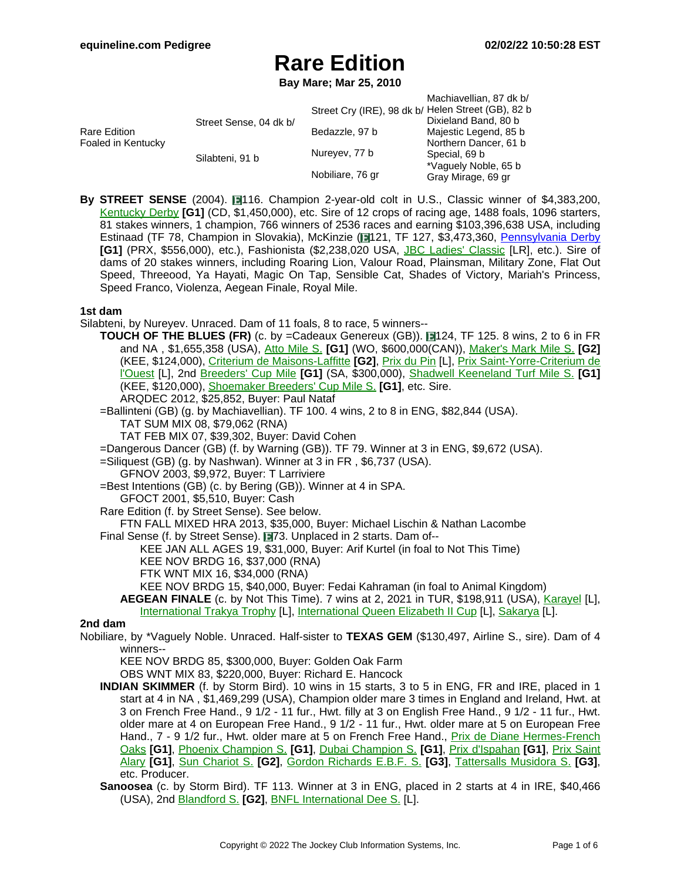# Rare Edition

**Bay Mare; Mar 25, 2010**

| | | | |
|---|---|---|---|
| Rare Edition Foaled in Kentucky | Street Sense, 04 dk b/ | Street Cry (IRE), 98 dk b/ | Machiavellian, 87 dk b/ |
| | | | Helen Street (GB), 82 b |
| | | Bedazzle, 97 b | Dixieland Band, 80 b |
| | | | Majestic Legend, 85 b |
| | Silabteni, 91 b | Nureyev, 77 b | Northern Dancer, 61 b |
| | | | Special, 69 b |
| | | Nobiliare, 76 gr | *Vaguely Noble, 65 b |
| | | | Gray Mirage, 69 gr |

**By STREET SENSE** (2004). 116. Champion 2-year-old colt in U.S., Classic winner of $4,383,200, Kentucky Derby **[G1]** (CD, $1,450,000), etc. Sire of 12 crops of racing age, 1488 foals, 1096 starters, 81 stakes winners, 1 champion, 766 winners of 2536 races and earning $103,396,638 USA, including Estinaad (TF 78, Champion in Slovakia), McKinzie (121, TF 127, $3,473,360, Pennsylvania Derby **[G1]** (PRX, $556,000), etc.), Fashionista ($2,238,020 USA, JBC Ladies' Classic [LR], etc.). Sire of dams of 20 stakes winners, including Roaring Lion, Valour Road, Plainsman, Military Zone, Flat Out Speed, Threeood, Ya Hayati, Magic On Tap, Sensible Cat, Shades of Victory, Mariah's Princess, Speed Franco, Violenza, Aegean Finale, Royal Mile.

### 1st dam

Silabteni, by Nureyev. Unraced. Dam of 11 foals, 8 to race, 5 winners--

- **TOUCH OF THE BLUES (FR)** (c. by =Cadeaux Genereux (GB)). 124, TF 125. 8 wins, 2 to 6 in FR and NA , $1,655,358 (USA), Atto Mile S. **[G1]** (WO, $600,000(CAN)), Maker's Mark Mile S. **[G2]** (KEE, $124,000), Criterium de Maisons-Laffitte **[G2]**, Prix du Pin [L], Prix Saint-Yorre-Criterium de l'Ouest [L], 2nd Breeders' Cup Mile **[G1]** (SA, $300,000), Shadwell Keeneland Turf Mile S. **[G1]** (KEE, $120,000), Shoemaker Breeders' Cup Mile S. **[G1]**, etc. Sire.
  - ARQDEC 2012, $25,852, Buyer: Paul Nataf
- =Ballinteni (GB) (g. by Machiavellian). TF 100. 4 wins, 2 to 8 in ENG, $82,844 (USA).
  - TAT SUM MIX 08, $79,062 (RNA)
  - TAT FEB MIX 07, $39,302, Buyer: David Cohen
- =Dangerous Dancer (GB) (f. by Warning (GB)). TF 79. Winner at 3 in ENG, $9,672 (USA).
- =Siliquest (GB) (g. by Nashwan). Winner at 3 in FR , $6,737 (USA).
  - GFNOV 2003, $9,972, Buyer: T Larriviere
- =Best Intentions (GB) (c. by Bering (GB)). Winner at 4 in SPA.
  - GFOCT 2001, $5,510, Buyer: Cash
- Rare Edition (f. by Street Sense). See below.
  - FTN FALL MIXED HRA 2013, $35,000, Buyer: Michael Lischin & Nathan Lacombe
- Final Sense (f. by Street Sense). 73. Unplaced in 2 starts. Dam of--
  - KEE JAN ALL AGES 19, $31,000, Buyer: Arif Kurtel (in foal to Not This Time)
  - KEE NOV BRDG 16, $37,000 (RNA)
  - FTK WNT MIX 16, $34,000 (RNA)
  - KEE NOV BRDG 15, $40,000, Buyer: Fedai Kahraman (in foal to Animal Kingdom)
  - **AEGEAN FINALE** (c. by Not This Time). 7 wins at 2, 2021 in TUR, $198,911 (USA), Karayel [L], International Trakya Trophy [L], International Queen Elizabeth II Cup [L], Sakarya [L].

### 2nd dam

Nobiliare, by *Vaguely Noble. Unraced. Half-sister to **TEXAS GEM** ($130,497, Airline S., sire). Dam of 4 winners--

- KEE NOV BRDG 85, $300,000, Buyer: Golden Oak Farm
- OBS WNT MIX 83, $220,000, Buyer: Richard E. Hancock
- **INDIAN SKIMMER** (f. by Storm Bird). 10 wins in 15 starts, 3 to 5 in ENG, FR and IRE, placed in 1 start at 4 in NA , $1,469,299 (USA), Champion older mare 3 times in England and Ireland, Hwt. at 3 on French Free Hand., 9 1/2 - 11 fur., Hwt. filly at 3 on English Free Hand., 9 1/2 - 11 fur., Hwt. older mare at 4 on European Free Hand., 9 1/2 - 11 fur., Hwt. older mare at 5 on European Free Hand., 7 - 9 1/2 fur., Hwt. older mare at 5 on French Free Hand., Prix de Diane Hermes-French Oaks **[G1]**, Phoenix Champion S. **[G1]**, Dubai Champion S. **[G1]**, Prix d'Ispahan **[G1]**, Prix Saint Alary **[G1]**, Sun Chariot S. **[G2]**, Gordon Richards E.B.F. S. **[G3]**, Tattersalls Musidora S. **[G3]**, etc. Producer.
- **Sanoosea** (c. by Storm Bird). TF 113. Winner at 3 in ENG, placed in 2 starts at 4 in IRE, $40,466 (USA), 2nd Blandford S. **[G2]**, BNFL International Dee S. [L].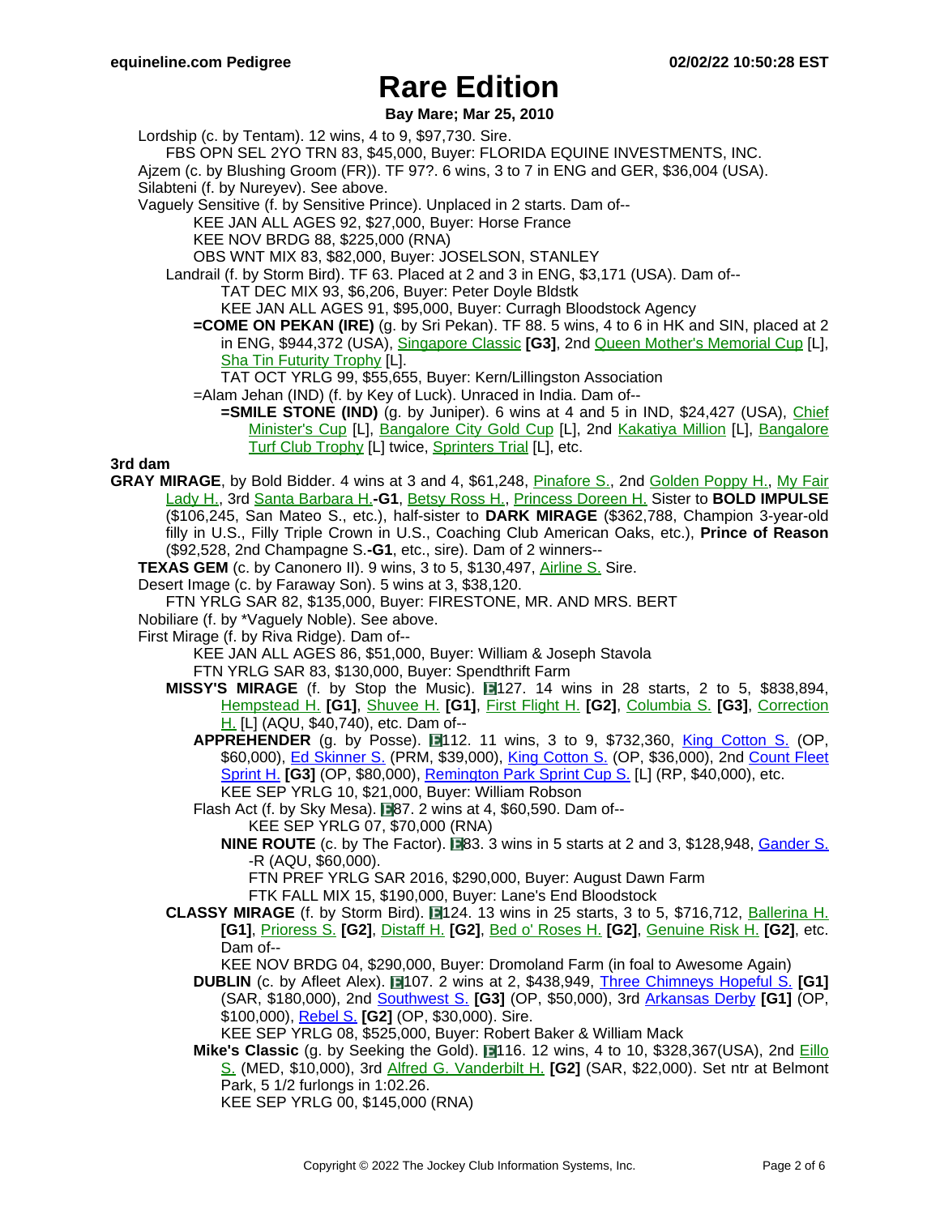# Rare Edition

**Bay Mare; Mar 25, 2010**

Lordship (c. by Tentam). 12 wins, 4 to 9, $97,730. Sire.
FBS OPN SEL 2YO TRN 83, $45,000, Buyer: FLORIDA EQUINE INVESTMENTS, INC.
Ajzem (c. by Blushing Groom (FR)). TF 97?. 6 wins, 3 to 7 in ENG and GER, $36,004 (USA).
Silabteni (f. by Nureyev). See above.
Vaguely Sensitive (f. by Sensitive Prince). Unplaced in 2 starts. Dam of--
KEE JAN ALL AGES 92, $27,000, Buyer: Horse France
KEE NOV BRDG 88, $225,000 (RNA)
OBS WNT MIX 83, $82,000, Buyer: JOSELSON, STANLEY
Landrail (f. by Storm Bird). TF 63. Placed at 2 and 3 in ENG, $3,171 (USA). Dam of--
TAT DEC MIX 93, $6,206, Buyer: Peter Doyle Bldstk
KEE JAN ALL AGES 91, $95,000, Buyer: Curragh Bloodstock Agency
**=COME ON PEKAN (IRE)** (g. by Sri Pekan). TF 88. 5 wins, 4 to 6 in HK and SIN, placed at 2 in ENG, $944,372 (USA), Singapore Classic **[G3]**, 2nd Queen Mother's Memorial Cup [L], Sha Tin Futurity Trophy [L].
TAT OCT YRLG 99, $55,655, Buyer: Kern/Lillingston Association
=Alam Jehan (IND) (f. by Key of Luck). Unraced in India. Dam of--
**=SMILE STONE (IND)** (g. by Juniper). 6 wins at 4 and 5 in IND, $24,427 (USA), Chief Minister's Cup [L], Bangalore City Gold Cup [L], 2nd Kakatiya Million [L], Bangalore Turf Club Trophy [L] twice, Sprinters Trial [L], etc.

**3rd dam**

**GRAY MIRAGE**, by Bold Bidder. 4 wins at 3 and 4, $61,248, Pinafore S., 2nd Golden Poppy H., My Fair Lady H., 3rd Santa Barbara H.**-G1**, Betsy Ross H., Princess Doreen H. Sister to **BOLD IMPULSE** ($106,245, San Mateo S., etc.), half-sister to **DARK MIRAGE** ($362,788, Champion 3-year-old filly in U.S., Filly Triple Crown in U.S., Coaching Club American Oaks, etc.), **Prince of Reason** ($92,528, 2nd Champagne S.**-G1**, etc., sire). Dam of 2 winners--
**TEXAS GEM** (c. by Canonero II). 9 wins, 3 to 5, $130,497, Airline S. Sire.
Desert Image (c. by Faraway Son). 5 wins at 3, $38,120.
FTN YRLG SAR 82, $135,000, Buyer: FIRESTONE, MR. AND MRS. BERT
Nobiliare (f. by *Vaguely Noble). See above.
First Mirage (f. by Riva Ridge). Dam of--
KEE JAN ALL AGES 86, $51,000, Buyer: William & Joseph Stavola
FTN YRLG SAR 83, $130,000, Buyer: Spendthrift Farm
**MISSY'S MIRAGE** (f. by Stop the Music). E127. 14 wins in 28 starts, 2 to 5, $838,894, Hempstead H. **[G1]**, Shuvee H. **[G1]**, First Flight H. **[G2]**, Columbia S. **[G3]**, Correction H. [L] (AQU, $40,740), etc. Dam of--
**APPREHENDER** (g. by Posse). E112. 11 wins, 3 to 9, $732,360, King Cotton S. (OP, $60,000), Ed Skinner S. (PRM, $39,000), King Cotton S. (OP, $36,000), 2nd Count Fleet Sprint H. **[G3]** (OP, $80,000), Remington Park Sprint Cup S. [L] (RP, $40,000), etc.
KEE SEP YRLG 10, $21,000, Buyer: William Robson
Flash Act (f. by Sky Mesa). E87. 2 wins at 4, $60,590. Dam of--
KEE SEP YRLG 07, $70,000 (RNA)
**NINE ROUTE** (c. by The Factor). E83. 3 wins in 5 starts at 2 and 3, $128,948, Gander S. -R (AQU, $60,000).
FTN PREF YRLG SAR 2016, $290,000, Buyer: August Dawn Farm
FTK FALL MIX 15, $190,000, Buyer: Lane's End Bloodstock
**CLASSY MIRAGE** (f. by Storm Bird). E124. 13 wins in 25 starts, 3 to 5, $716,712, Ballerina H. **[G1]**, Prioress S. **[G2]**, Distaff H. **[G2]**, Bed o' Roses H. **[G2]**, Genuine Risk H. **[G2]**, etc. Dam of--
KEE NOV BRDG 04, $290,000, Buyer: Dromoland Farm (in foal to Awesome Again)
**DUBLIN** (c. by Afleet Alex). E107. 2 wins at 2, $438,949, Three Chimneys Hopeful S. **[G1]** (SAR, $180,000), 2nd Southwest S. **[G3]** (OP, $50,000), 3rd Arkansas Derby **[G1]** (OP, $100,000), Rebel S. **[G2]** (OP, $30,000). Sire.
KEE SEP YRLG 08, $525,000, Buyer: Robert Baker & William Mack
**Mike's Classic** (g. by Seeking the Gold). E116. 12 wins, 4 to 10, $328,367(USA), 2nd Eillo S. (MED, $10,000), 3rd Alfred G. Vanderbilt H. **[G2]** (SAR, $22,000). Set ntr at Belmont Park, 5 1/2 furlongs in 1:02.26.
KEE SEP YRLG 00, $145,000 (RNA)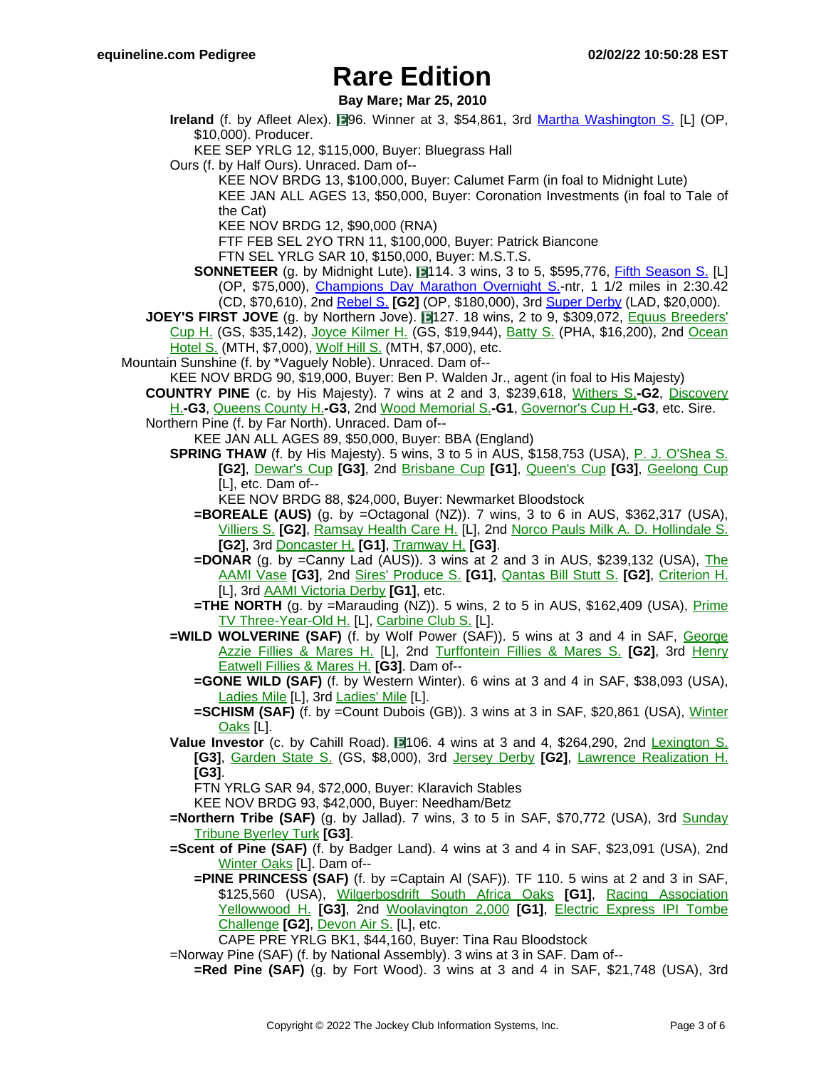# Rare Edition

**Bay Mare; Mar 25, 2010**

**Ireland** (f. by Afleet Alex). E96. Winner at 3, $54,861, 3rd Martha Washington S. [L] (OP, $10,000). Producer.

KEE SEP YRLG 12, $115,000, Buyer: Bluegrass Hall

Ours (f. by Half Ours). Unraced. Dam of--

KEE NOV BRDG 13, $100,000, Buyer: Calumet Farm (in foal to Midnight Lute)

KEE JAN ALL AGES 13, $50,000, Buyer: Coronation Investments (in foal to Tale of the Cat)

KEE NOV BRDG 12, $90,000 (RNA)

FTF FEB SEL 2YO TRN 11, $100,000, Buyer: Patrick Biancone

FTN SEL YRLG SAR 10, $150,000, Buyer: M.S.T.S.

**SONNETEER** (g. by Midnight Lute). E114. 3 wins, 3 to 5, $595,776, Fifth Season S. [L] (OP, $75,000), Champions Day Marathon Overnight S.-ntr, 1 1/2 miles in 2:30.42 (CD, $70,610), 2nd Rebel S. **[G2]** (OP, $180,000), 3rd Super Derby (LAD, $20,000).

**JOEY'S FIRST JOVE** (g. by Northern Jove). E127. 18 wins, 2 to 9, $309,072, Equus Breeders' Cup H. (GS, $35,142), Joyce Kilmer H. (GS, $19,944), Batty S. (PHA, $16,200), 2nd Ocean Hotel S. (MTH, $7,000), Wolf Hill S. (MTH, $7,000), etc.

Mountain Sunshine (f. by *Vaguely Noble). Unraced. Dam of--

KEE NOV BRDG 90, $19,000, Buyer: Ben P. Walden Jr., agent (in foal to His Majesty)

**COUNTRY PINE** (c. by His Majesty). 7 wins at 2 and 3, $239,618, Withers S.**-G2**, Discovery H.**-G3**, Queens County H.**-G3**, 2nd Wood Memorial S.**-G1**, Governor's Cup H.**-G3**, etc. Sire.

Northern Pine (f. by Far North). Unraced. Dam of--

KEE JAN ALL AGES 89, $50,000, Buyer: BBA (England)

**SPRING THAW** (f. by His Majesty). 5 wins, 3 to 5 in AUS, $158,753 (USA), P. J. O'Shea S. **[G2]**, Dewar's Cup **[G3]**, 2nd Brisbane Cup **[G1]**, Queen's Cup **[G3]**, Geelong Cup [L], etc. Dam of--

KEE NOV BRDG 88, $24,000, Buyer: Newmarket Bloodstock

**=BOREALE (AUS)** (g. by =Octagonal (NZ)). 7 wins, 3 to 6 in AUS, $362,317 (USA), Villiers S. **[G2]**, Ramsay Health Care H. [L], 2nd Norco Pauls Milk A. D. Hollindale S. **[G2]**, 3rd Doncaster H. **[G1]**, Tramway H. **[G3]**.

**=DONAR** (g. by =Canny Lad (AUS)). 3 wins at 2 and 3 in AUS, $239,132 (USA), The AAMI Vase **[G3]**, 2nd Sires' Produce S. **[G1]**, Qantas Bill Stutt S. **[G2]**, Criterion H. [L], 3rd AAMI Victoria Derby **[G1]**, etc.

**=THE NORTH** (g. by =Marauding (NZ)). 5 wins, 2 to 5 in AUS, $162,409 (USA), Prime TV Three-Year-Old H. [L], Carbine Club S. [L].

**=WILD WOLVERINE (SAF)** (f. by Wolf Power (SAF)). 5 wins at 3 and 4 in SAF, George Azzie Fillies & Mares H. [L], 2nd Turffontein Fillies & Mares S. **[G2]**, 3rd Henry Eatwell Fillies & Mares H. **[G3]**. Dam of--

**=GONE WILD (SAF)** (f. by Western Winter). 6 wins at 3 and 4 in SAF, $38,093 (USA), Ladies Mile [L], 3rd Ladies' Mile [L].

**=SCHISM (SAF)** (f. by =Count Dubois (GB)). 3 wins at 3 in SAF, $20,861 (USA), Winter Oaks [L].

**Value Investor** (c. by Cahill Road). E106. 4 wins at 3 and 4, $264,290, 2nd Lexington S. **[G3]**, Garden State S. (GS, $8,000), 3rd Jersey Derby **[G2]**, Lawrence Realization H. **[G3]**.

FTN YRLG SAR 94, $72,000, Buyer: Klaravich Stables

KEE NOV BRDG 93, $42,000, Buyer: Needham/Betz

**=Northern Tribe (SAF)** (g. by Jallad). 7 wins, 3 to 5 in SAF, $70,772 (USA), 3rd Sunday Tribune Byerley Turk **[G3]**.

**=Scent of Pine (SAF)** (f. by Badger Land). 4 wins at 3 and 4 in SAF, $23,091 (USA), 2nd Winter Oaks [L]. Dam of--

**=PINE PRINCESS (SAF)** (f. by =Captain Al (SAF)). TF 110. 5 wins at 2 and 3 in SAF, $125,560 (USA), Wilgerbosdrift South Africa Oaks **[G1]**, Racing Association Yellowwood H. **[G3]**, 2nd Woolavington 2,000 **[G1]**, Electric Express IPI Tombe Challenge **[G2]**, Devon Air S. [L], etc.

CAPE PRE YRLG BK1, $44,160, Buyer: Tina Rau Bloodstock

=Norway Pine (SAF) (f. by National Assembly). 3 wins at 3 in SAF. Dam of--

**=Red Pine (SAF)** (g. by Fort Wood). 3 wins at 3 and 4 in SAF, $21,748 (USA), 3rd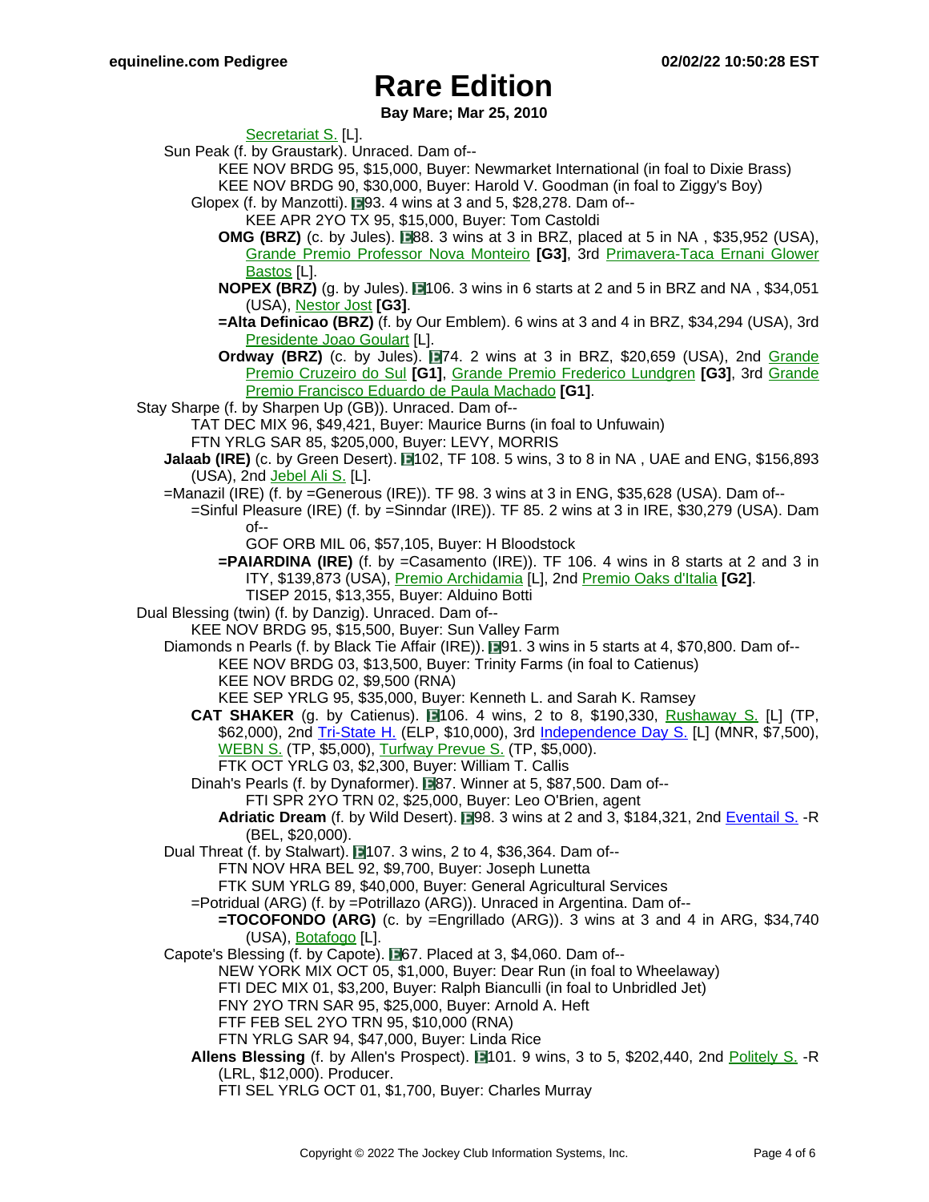# Rare Edition

**Bay Mare; Mar 25, 2010**

Secretariat S. [L].

Sun Peak (f. by Graustark). Unraced. Dam of--

KEE NOV BRDG 95, $15,000, Buyer: Newmarket International (in foal to Dixie Brass)

KEE NOV BRDG 90, $30,000, Buyer: Harold V. Goodman (in foal to Ziggy's Boy)

Glopex (f. by Manzotti). E93. 4 wins at 3 and 5, $28,278. Dam of--

KEE APR 2YO TX 95, $15,000, Buyer: Tom Castoldi

**OMG (BRZ)** (c. by Jules). E88. 3 wins at 3 in BRZ, placed at 5 in NA , $35,952 (USA), Grande Premio Professor Nova Monteiro **[G3]**, 3rd Primavera-Taca Ernani Glower Bastos [L].

**NOPEX (BRZ)** (g. by Jules). E106. 3 wins in 6 starts at 2 and 5 in BRZ and NA , $34,051 (USA), Nestor Jost **[G3]**.

**=Alta Definicao (BRZ)** (f. by Our Emblem). 6 wins at 3 and 4 in BRZ, $34,294 (USA), 3rd Presidente Joao Goulart [L].

**Ordway (BRZ)** (c. by Jules). E74. 2 wins at 3 in BRZ, $20,659 (USA), 2nd Grande Premio Cruzeiro do Sul **[G1]**, Grande Premio Frederico Lundgren **[G3]**, 3rd Grande Premio Francisco Eduardo de Paula Machado **[G1]**.

Stay Sharpe (f. by Sharpen Up (GB)). Unraced. Dam of--

TAT DEC MIX 96, $49,421, Buyer: Maurice Burns (in foal to Unfuwain)

FTN YRLG SAR 85, $205,000, Buyer: LEVY, MORRIS

**Jalaab (IRE)** (c. by Green Desert). E102, TF 108. 5 wins, 3 to 8 in NA , UAE and ENG, $156,893 (USA), 2nd Jebel Ali S. [L].

=Manazil (IRE) (f. by =Generous (IRE)). TF 98. 3 wins at 3 in ENG, $35,628 (USA). Dam of--

=Sinful Pleasure (IRE) (f. by =Sinndar (IRE)). TF 85. 2 wins at 3 in IRE, $30,279 (USA). Dam of--

GOF ORB MIL 06, $57,105, Buyer: H Bloodstock

**=PAIARDINA (IRE)** (f. by =Casamento (IRE)). TF 106. 4 wins in 8 starts at 2 and 3 in ITY, $139,873 (USA), Premio Archidamia [L], 2nd Premio Oaks d'Italia **[G2]**.

TISEP 2015, $13,355, Buyer: Alduino Botti

Dual Blessing (twin) (f. by Danzig). Unraced. Dam of--

KEE NOV BRDG 95, $15,500, Buyer: Sun Valley Farm

Diamonds n Pearls (f. by Black Tie Affair (IRE)). E91. 3 wins in 5 starts at 4, $70,800. Dam of--

KEE NOV BRDG 03, $13,500, Buyer: Trinity Farms (in foal to Catienus)

KEE NOV BRDG 02, $9,500 (RNA)

KEE SEP YRLG 95, $35,000, Buyer: Kenneth L. and Sarah K. Ramsey

**CAT SHAKER** (g. by Catienus). E106. 4 wins, 2 to 8, $190,330, Rushaway S. [L] (TP, $62,000), 2nd Tri-State H. (ELP, $10,000), 3rd Independence Day S. [L] (MNR, $7,500), WEBN S. (TP, $5,000), Turfway Prevue S. (TP, $5,000).

FTK OCT YRLG 03, $2,300, Buyer: William T. Callis

Dinah's Pearls (f. by Dynaformer). E87. Winner at 5, $87,500. Dam of--

FTI SPR 2YO TRN 02, $25,000, Buyer: Leo O'Brien, agent

**Adriatic Dream** (f. by Wild Desert). E98. 3 wins at 2 and 3, $184,321, 2nd Eventail S. -R (BEL, $20,000).

Dual Threat (f. by Stalwart). E107. 3 wins, 2 to 4, $36,364. Dam of--

FTN NOV HRA BEL 92, $9,700, Buyer: Joseph Lunetta

FTK SUM YRLG 89, $40,000, Buyer: General Agricultural Services

=Potridual (ARG) (f. by =Potrillazo (ARG)). Unraced in Argentina. Dam of--

**=TOCOFONDO (ARG)** (c. by =Engrillado (ARG)). 3 wins at 3 and 4 in ARG, $34,740 (USA), Botafogo [L].

Capote's Blessing (f. by Capote). E67. Placed at 3, $4,060. Dam of--

NEW YORK MIX OCT 05, $1,000, Buyer: Dear Run (in foal to Wheelaway)

FTI DEC MIX 01, $3,200, Buyer: Ralph Bianculli (in foal to Unbridled Jet)

FNY 2YO TRN SAR 95, $25,000, Buyer: Arnold A. Heft

FTF FEB SEL 2YO TRN 95, $10,000 (RNA)

FTN YRLG SAR 94, $47,000, Buyer: Linda Rice

**Allens Blessing** (f. by Allen's Prospect). E101. 9 wins, 3 to 5, $202,440, 2nd Politely S. -R (LRL, $12,000). Producer.

FTI SEL YRLG OCT 01, $1,700, Buyer: Charles Murray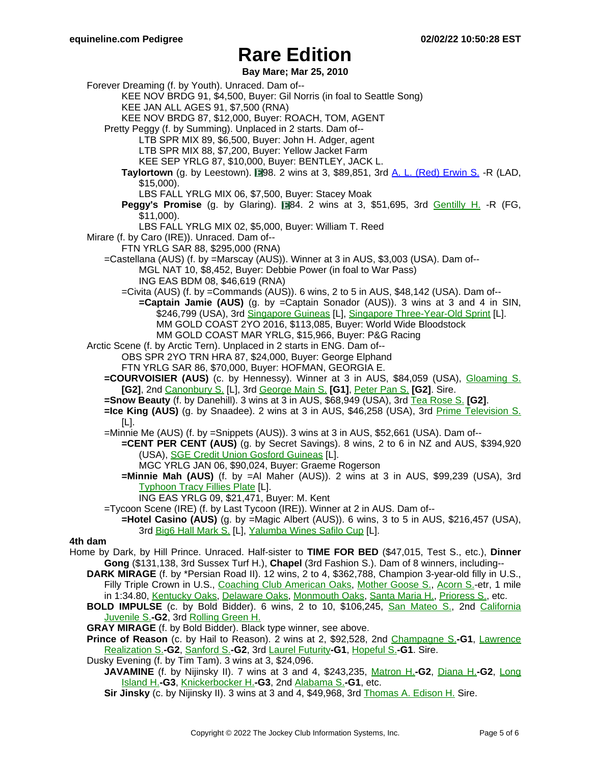# Rare Edition

**Bay Mare; Mar 25, 2010**

Forever Dreaming (f. by Youth). Unraced. Dam of--

KEE NOV BRDG 91, $4,500, Buyer: Gil Norris (in foal to Seattle Song)
KEE JAN ALL AGES 91, $7,500 (RNA)
KEE NOV BRDG 87, $12,000, Buyer: ROACH, TOM, AGENT

Pretty Peggy (f. by Summing). Unplaced in 2 starts. Dam of--

LTB SPR MIX 89, $6,500, Buyer: John H. Adger, agent
LTB SPR MIX 88, $7,200, Buyer: Yellow Jacket Farm
KEE SEP YRLG 87, $10,000, Buyer: BENTLEY, JACK L.

**Taylortown** (g. by Leestown). 98. 2 wins at 3, $89,851, 3rd A. L. (Red) Erwin S. -R (LAD, $15,000).

LBS FALL YRLG MIX 06, $7,500, Buyer: Stacey Moak

**Peggy's Promise** (g. by Glaring). 84. 2 wins at 3, $51,695, 3rd Gentilly H. -R (FG, $11,000).

LBS FALL YRLG MIX 02, $5,000, Buyer: William T. Reed

Mirare (f. by Caro (IRE)). Unraced. Dam of--

FTN YRLG SAR 88, $295,000 (RNA)

=Castellana (AUS) (f. by =Marscay (AUS)). Winner at 3 in AUS, $3,003 (USA). Dam of--

MGL NAT 10, $8,452, Buyer: Debbie Power (in foal to War Pass)
ING EAS BDM 08, $46,619 (RNA)

=Civita (AUS) (f. by =Commands (AUS)). 6 wins, 2 to 5 in AUS, $48,142 (USA). Dam of--

**=Captain Jamie (AUS)** (g. by =Captain Sonador (AUS)). 3 wins at 3 and 4 in SIN, $246,799 (USA), 3rd Singapore Guineas [L], Singapore Three-Year-Old Sprint [L].

MM GOLD COAST 2YO 2016, $113,085, Buyer: World Wide Bloodstock
MM GOLD COAST MAR YRLG, $15,966, Buyer: P&G Racing

Arctic Scene (f. by Arctic Tern). Unplaced in 2 starts in ENG. Dam of--

OBS SPR 2YO TRN HRA 87, $24,000, Buyer: George Elphand
FTN YRLG SAR 86, $70,000, Buyer: HOFMAN, GEORGIA E.

**=COURVOISIER (AUS)** (c. by Hennessy). Winner at 3 in AUS, $84,059 (USA), Gloaming S. **[G2]**, 2nd Canonbury S. [L], 3rd George Main S. **[G1]**, Peter Pan S. **[G2]**. Sire.

**=Snow Beauty** (f. by Danehill). 3 wins at 3 in AUS, $68,949 (USA), 3rd Tea Rose S. **[G2]**.

**=Ice King (AUS)** (g. by Snaadee). 2 wins at 3 in AUS, $46,258 (USA), 3rd Prime Television S. [L].

=Minnie Me (AUS) (f. by =Snippets (AUS)). 3 wins at 3 in AUS, $52,661 (USA). Dam of--

**=CENT PER CENT (AUS)** (g. by Secret Savings). 8 wins, 2 to 6 in NZ and AUS, $394,920 (USA), SGE Credit Union Gosford Guineas [L].

MGC YRLG JAN 06, $90,024, Buyer: Graeme Rogerson

**=Minnie Mah (AUS)** (f. by =Al Maher (AUS)). 2 wins at 3 in AUS, $99,239 (USA), 3rd Typhoon Tracy Fillies Plate [L].

ING EAS YRLG 09, $21,471, Buyer: M. Kent

=Tycoon Scene (IRE) (f. by Last Tycoon (IRE)). Winner at 2 in AUS. Dam of--

**=Hotel Casino (AUS)** (g. by =Magic Albert (AUS)). 6 wins, 3 to 5 in AUS, $216,457 (USA), 3rd Big6 Hall Mark S. [L], Yalumba Wines Safilo Cup [L].

**4th dam**

Home by Dark, by Hill Prince. Unraced. Half-sister to **TIME FOR BED** ($47,015, Test S., etc.), **Dinner Gong** ($131,138, 3rd Sussex Turf H.), **Chapel** (3rd Fashion S.). Dam of 8 winners, including--

**DARK MIRAGE** (f. by *Persian Road II). 12 wins, 2 to 4, $362,788, Champion 3-year-old filly in U.S., Filly Triple Crown in U.S., Coaching Club American Oaks, Mother Goose S., Acorn S.-etr, 1 mile in 1:34.80, Kentucky Oaks, Delaware Oaks, Monmouth Oaks, Santa Maria H., Prioress S., etc.

**BOLD IMPULSE** (c. by Bold Bidder). 6 wins, 2 to 10, $106,245, San Mateo S., 2nd California Juvenile S.**-G2**, 3rd Rolling Green H.

**GRAY MIRAGE** (f. by Bold Bidder). Black type winner, see above.

**Prince of Reason** (c. by Hail to Reason). 2 wins at 2, $92,528, 2nd Champagne S.**-G1**, Lawrence Realization S.**-G2**, Sanford S.**-G2**, 3rd Laurel Futurity**-G1**, Hopeful S.**-G1**. Sire.

Dusky Evening (f. by Tim Tam). 3 wins at 3, $24,096.

**JAVAMINE** (f. by Nijinsky II). 7 wins at 3 and 4, $243,235, Matron H.**-G2**, Diana H.**-G2**, Long Island H.**-G3**, Knickerbocker H.**-G3**, 2nd Alabama S.**-G1**, etc.

**Sir Jinsky** (c. by Nijinsky II). 3 wins at 3 and 4, $49,968, 3rd Thomas A. Edison H. Sire.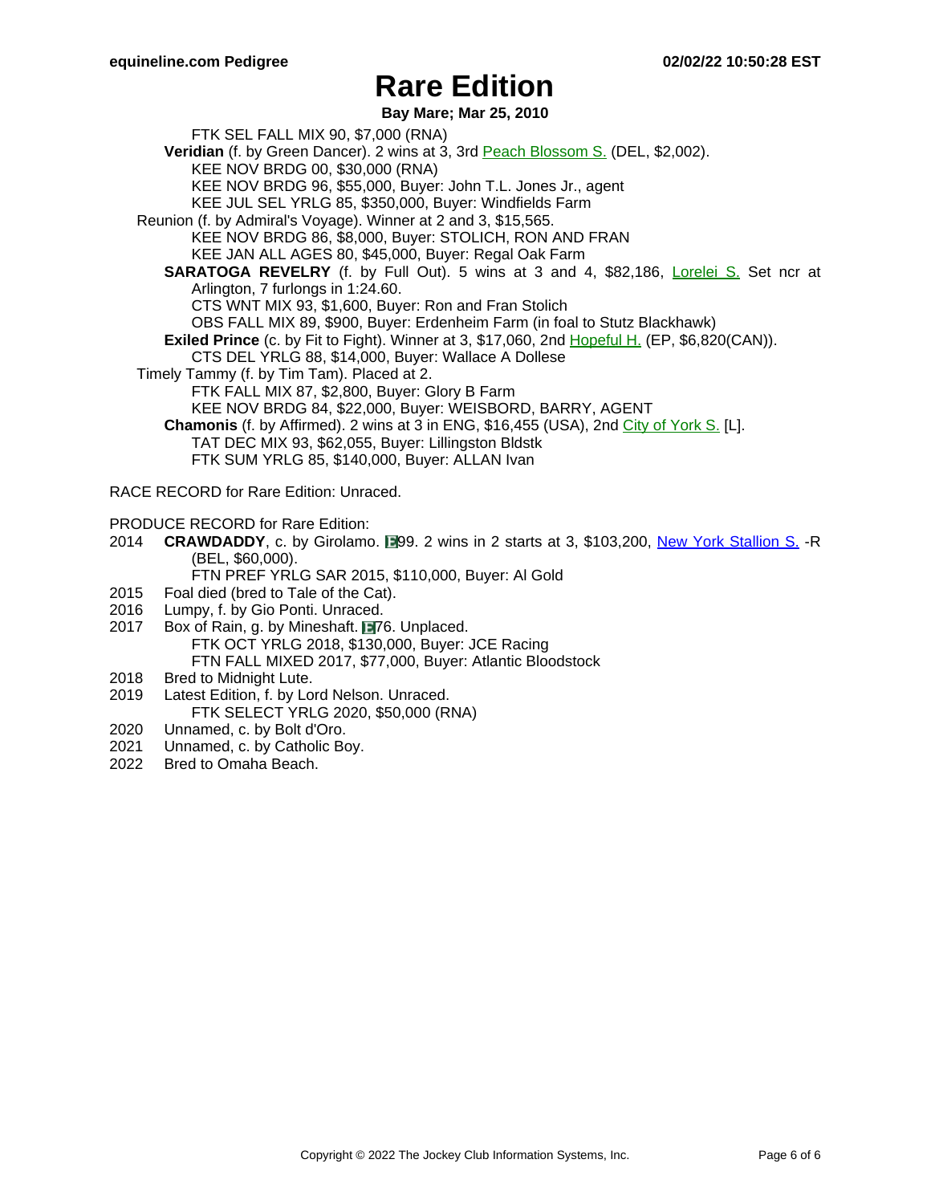# Rare Edition

**Bay Mare; Mar 25, 2010**

FTK SEL FALL MIX 90, $7,000 (RNA)

**Veridian** (f. by Green Dancer). 2 wins at 3, 3rd Peach Blossom S. (DEL, $2,002).

KEE NOV BRDG 00, $30,000 (RNA)

KEE NOV BRDG 96, $55,000, Buyer: John T.L. Jones Jr., agent

KEE JUL SEL YRLG 85, $350,000, Buyer: Windfields Farm

Reunion (f. by Admiral's Voyage). Winner at 2 and 3, $15,565.

KEE NOV BRDG 86, $8,000, Buyer: STOLICH, RON AND FRAN

KEE JAN ALL AGES 80, $45,000, Buyer: Regal Oak Farm

**SARATOGA REVELRY** (f. by Full Out). 5 wins at 3 and 4, $82,186, Lorelei S. Set ncr at Arlington, 7 furlongs in 1:24.60.

CTS WNT MIX 93, $1,600, Buyer: Ron and Fran Stolich

OBS FALL MIX 89, $900, Buyer: Erdenheim Farm (in foal to Stutz Blackhawk)

**Exiled Prince** (c. by Fit to Fight). Winner at 3, $17,060, 2nd Hopeful H. (EP, $6,820(CAN)).

CTS DEL YRLG 88, $14,000, Buyer: Wallace A Dollese

Timely Tammy (f. by Tim Tam). Placed at 2.

FTK FALL MIX 87, $2,800, Buyer: Glory B Farm

KEE NOV BRDG 84, $22,000, Buyer: WEISBORD, BARRY, AGENT

**Chamonis** (f. by Affirmed). 2 wins at 3 in ENG, $16,455 (USA), 2nd City of York S. [L].

TAT DEC MIX 93, $62,055, Buyer: Lillingston Bldstk

FTK SUM YRLG 85, $140,000, Buyer: ALLAN Ivan

RACE RECORD for Rare Edition: Unraced.

PRODUCE RECORD for Rare Edition:

2014 **CRAWDADDY**, c. by Girolamo. E99. 2 wins in 2 starts at 3, $103,200, New York Stallion S. -R (BEL, $60,000).

FTN PREF YRLG SAR 2015, $110,000, Buyer: Al Gold

2015 Foal died (bred to Tale of the Cat).

2016 Lumpy, f. by Gio Ponti. Unraced.

2017 Box of Rain, g. by Mineshaft. E76. Unplaced.

FTK OCT YRLG 2018, $130,000, Buyer: JCE Racing

FTN FALL MIXED 2017, $77,000, Buyer: Atlantic Bloodstock

2018 Bred to Midnight Lute.

2019 Latest Edition, f. by Lord Nelson. Unraced.

FTK SELECT YRLG 2020, $50,000 (RNA)

2020 Unnamed, c. by Bolt d'Oro.

2021 Unnamed, c. by Catholic Boy.

2022 Bred to Omaha Beach.